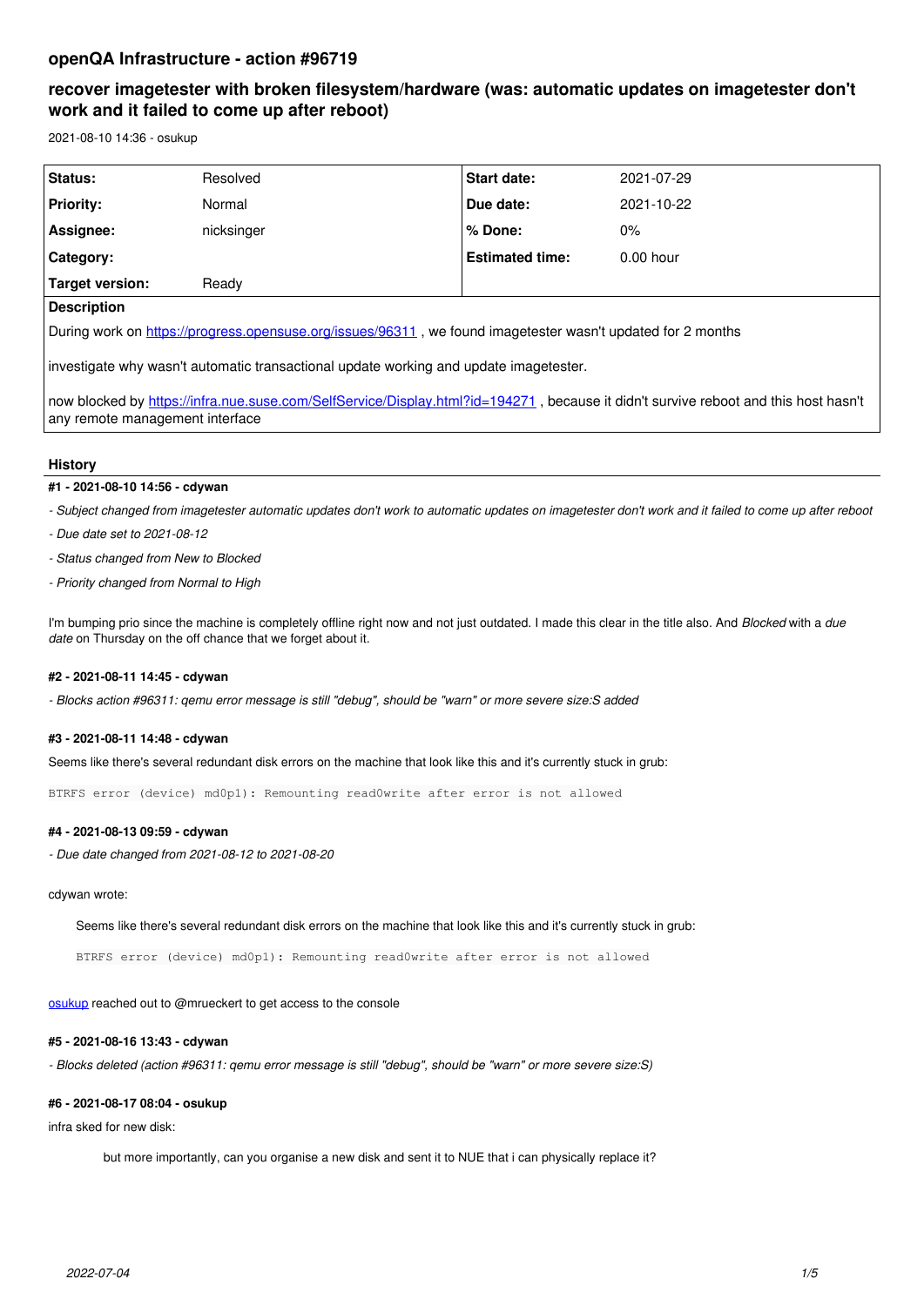# openQA Infrastructure - action #96719

## recover imagetester with broken filesystem/hardware (was: automatic updates on imagetester don't work and it failed to come up after reboot)

2021-08-10 14:36 - osukup

| Status: | Resolved | Start date: | 2021-07-29 |
| --- | --- | --- | --- |
| Priority: | Normal | Due date: | 2021-10-22 |
| Assignee: | nicksinger | % Done: | 0% |
| Category: | | Estimated time: | 0.00 hour |
| Target version: | Ready | | |

**Description**

During work on https://progress.opensuse.org/issues/96311 , we found imagetester wasn't updated for 2 months

investigate why wasn't automatic transactional update working and update imagetester.

now blocked by https://infra.nue.suse.com/SelfService/Display.html?id=194271 , because it didn't survive reboot and this host hasn't any remote management interface

### History

#### #1 - 2021-08-10 14:56 - cdywan

*- Subject changed from imagetester automatic updates don't work to automatic updates on imagetester don't work and it failed to come up after reboot*

*- Due date set to 2021-08-12*

*- Status changed from New to Blocked*

*- Priority changed from Normal to High*

I'm bumping prio since the machine is completely offline right now and not just outdated. I made this clear in the title also. And *Blocked* with a *due date* on Thursday on the off chance that we forget about it.

#### #2 - 2021-08-11 14:45 - cdywan

*- Blocks action #96311: qemu error message is still "debug", should be "warn" or more severe size:S added*

#### #3 - 2021-08-11 14:48 - cdywan

Seems like there's several redundant disk errors on the machine that look like this and it's currently stuck in grub:

```
BTRFS error (device) md0p1): Remounting read0write after error is not allowed
```

#### #4 - 2021-08-13 09:59 - cdywan

*- Due date changed from 2021-08-12 to 2021-08-20*

cdywan wrote:

> Seems like there's several redundant disk errors on the machine that look like this and it's currently stuck in grub:
>
> ```
> BTRFS error (device) md0p1): Remounting read0write after error is not allowed
> ```

osukup reached out to @mrueckert to get access to the console

#### #5 - 2021-08-16 13:43 - cdywan

*- Blocks deleted (action #96311: qemu error message is still "debug", should be "warn" or more severe size:S)*

#### #6 - 2021-08-17 08:04 - osukup

infra sked for new disk:

> but more importantly, can you organise a new disk and sent it to NUE that i can physically replace it?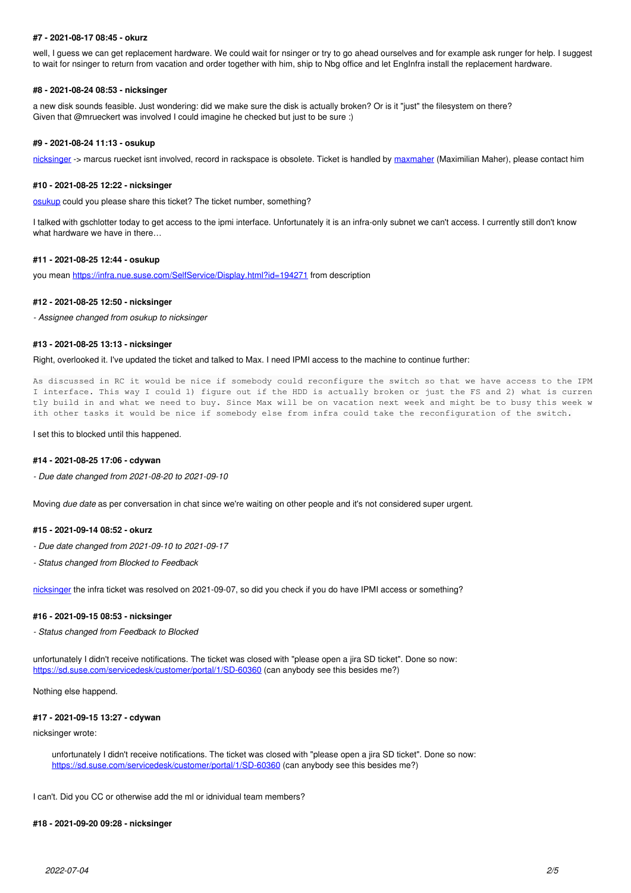#### #7 - 2021-08-17 08:45 - okurz

well, I guess we can get replacement hardware. We could wait for nsinger or try to go ahead ourselves and for example ask runger for help. I suggest to wait for nsinger to return from vacation and order together with him, ship to Nbg office and let EngInfra install the replacement hardware.

#### #8 - 2021-08-24 08:53 - nicksinger

a new disk sounds feasible. Just wondering: did we make sure the disk is actually broken? Or is it "just" the filesystem on there?
Given that @mrueckert was involved I could imagine he checked but just to be sure :)

#### #9 - 2021-08-24 11:13 - osukup

nicksinger -> marcus ruecket isnt involved, record in rackspace is obsolete. Ticket is handled by maxmaher (Maximilian Maher), please contact him

#### #10 - 2021-08-25 12:22 - nicksinger

osukup could you please share this ticket? The ticket number, something?

I talked with gschlotter today to get access to the ipmi interface. Unfortunately it is an infra-only subnet we can't access. I currently still don't know what hardware we have in there…

#### #11 - 2021-08-25 12:44 - osukup

you mean https://infra.nue.suse.com/SelfService/Display.html?id=194271 from description

#### #12 - 2021-08-25 12:50 - nicksinger

*- Assignee changed from osukup to nicksinger*

#### #13 - 2021-08-25 13:13 - nicksinger

Right, overlooked it. I've updated the ticket and talked to Max. I need IPMI access to the machine to continue further:

```
As discussed in RC it would be nice if somebody could reconfigure the switch so that we have access to the IPM
I interface. This way I could 1) figure out if the HDD is actually broken or just the FS and 2) what is curren
tly build in and what we need to buy. Since Max will be on vacation next week and might be to busy this week w
ith other tasks it would be nice if somebody else from infra could take the reconfiguration of the switch.
```

I set this to blocked until this happened.

#### #14 - 2021-08-25 17:06 - cdywan

*- Due date changed from 2021-08-20 to 2021-09-10*

Moving *due date* as per conversation in chat since we're waiting on other people and it's not considered super urgent.

#### #15 - 2021-09-14 08:52 - okurz

*- Due date changed from 2021-09-10 to 2021-09-17*

*- Status changed from Blocked to Feedback*

nicksinger the infra ticket was resolved on 2021-09-07, so did you check if you do have IPMI access or something?

#### #16 - 2021-09-15 08:53 - nicksinger

*- Status changed from Feedback to Blocked*

unfortunately I didn't receive notifications. The ticket was closed with "please open a jira SD ticket". Done so now:
https://sd.suse.com/servicedesk/customer/portal/1/SD-60360 (can anybody see this besides me?)

Nothing else happend.

#### #17 - 2021-09-15 13:27 - cdywan

nicksinger wrote:

> unfortunately I didn't receive notifications. The ticket was closed with "please open a jira SD ticket". Done so now:
> https://sd.suse.com/servicedesk/customer/portal/1/SD-60360 (can anybody see this besides me?)

I can't. Did you CC or otherwise add the ml or idnividual team members?

#### #18 - 2021-09-20 09:28 - nicksinger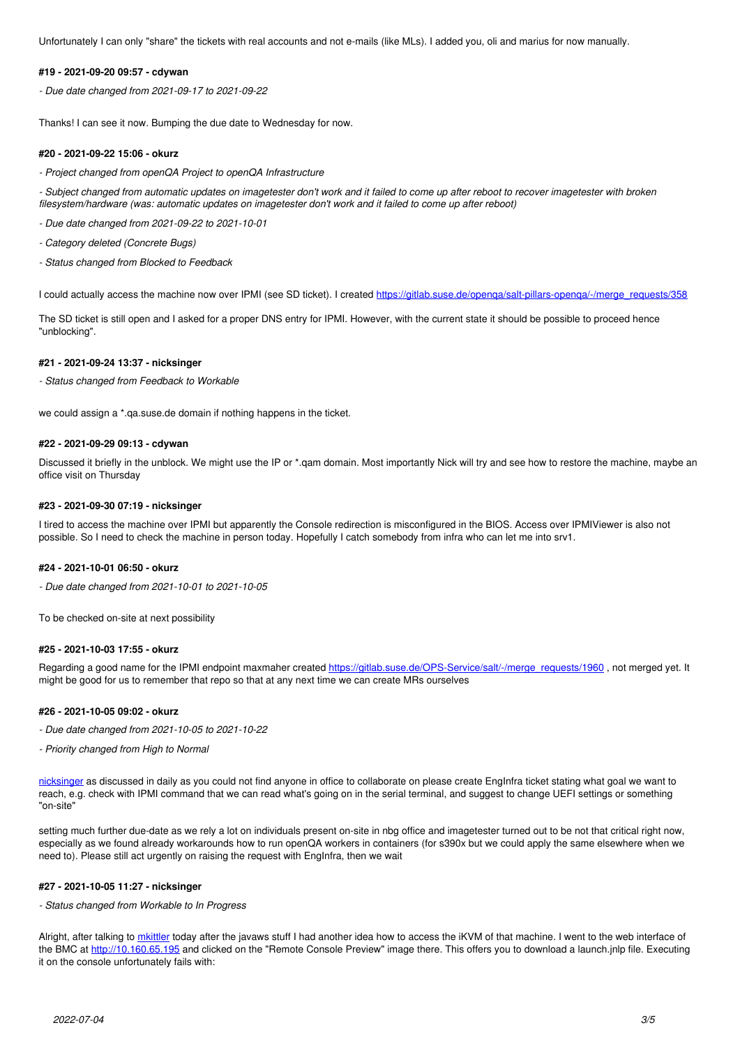Unfortunately I can only "share" the tickets with real accounts and not e-mails (like MLs). I added you, oli and marius for now manually.

#### #19 - 2021-09-20 09:57 - cdywan

*- Due date changed from 2021-09-17 to 2021-09-22*

Thanks! I can see it now. Bumping the due date to Wednesday for now.

#### #20 - 2021-09-22 15:06 - okurz

*- Project changed from openQA Project to openQA Infrastructure*

*- Subject changed from automatic updates on imagetester don't work and it failed to come up after reboot to recover imagetester with broken filesystem/hardware (was: automatic updates on imagetester don't work and it failed to come up after reboot)*

*- Due date changed from 2021-09-22 to 2021-10-01*

*- Category deleted (Concrete Bugs)*

*- Status changed from Blocked to Feedback*

I could actually access the machine now over IPMI (see SD ticket). I created [https://gitlab.suse.de/openqa/salt-pillars-openqa/-/merge_requests/358](https://gitlab.suse.de/openqa/salt-pillars-openqa/-/merge_requests/358)

The SD ticket is still open and I asked for a proper DNS entry for IPMI. However, with the current state it should be possible to proceed hence "unblocking".

#### #21 - 2021-09-24 13:37 - nicksinger

*- Status changed from Feedback to Workable*

we could assign a *.qa.suse.de domain if nothing happens in the ticket.

#### #22 - 2021-09-29 09:13 - cdywan

Discussed it briefly in the unblock. We might use the IP or *.qam domain. Most importantly Nick will try and see how to restore the machine, maybe an office visit on Thursday

#### #23 - 2021-09-30 07:19 - nicksinger

I tired to access the machine over IPMI but apparently the Console redirection is misconfigured in the BIOS. Access over IPMIViewer is also not possible. So I need to check the machine in person today. Hopefully I catch somebody from infra who can let me into srv1.

#### #24 - 2021-10-01 06:50 - okurz

*- Due date changed from 2021-10-01 to 2021-10-05*

To be checked on-site at next possibility

#### #25 - 2021-10-03 17:55 - okurz

Regarding a good name for the IPMI endpoint maxmaher created [https://gitlab.suse.de/OPS-Service/salt/-/merge_requests/1960](https://gitlab.suse.de/OPS-Service/salt/-/merge_requests/1960) , not merged yet. It might be good for us to remember that repo so that at any next time we can create MRs ourselves

#### #26 - 2021-10-05 09:02 - okurz

*- Due date changed from 2021-10-05 to 2021-10-22*

*- Priority changed from High to Normal*

[nicksinger](nicksinger) as discussed in daily as you could not find anyone in office to collaborate on please create EngInfra ticket stating what goal we want to reach, e.g. check with IPMI command that we can read what's going on in the serial terminal, and suggest to change UEFI settings or something "on-site"

setting much further due-date as we rely a lot on individuals present on-site in nbg office and imagetester turned out to be not that critical right now, especially as we found already workarounds how to run openQA workers in containers (for s390x but we could apply the same elsewhere when we need to). Please still act urgently on raising the request with EngInfra, then we wait

#### #27 - 2021-10-05 11:27 - nicksinger

*- Status changed from Workable to In Progress*

Alright, after talking to [mkittler](mkittler) today after the javaws stuff I had another idea how to access the iKVM of that machine. I went to the web interface of the BMC at [http://10.160.65.195](http://10.160.65.195) and clicked on the "Remote Console Preview" image there. This offers you to download a launch.jnlp file. Executing it on the console unfortunately fails with: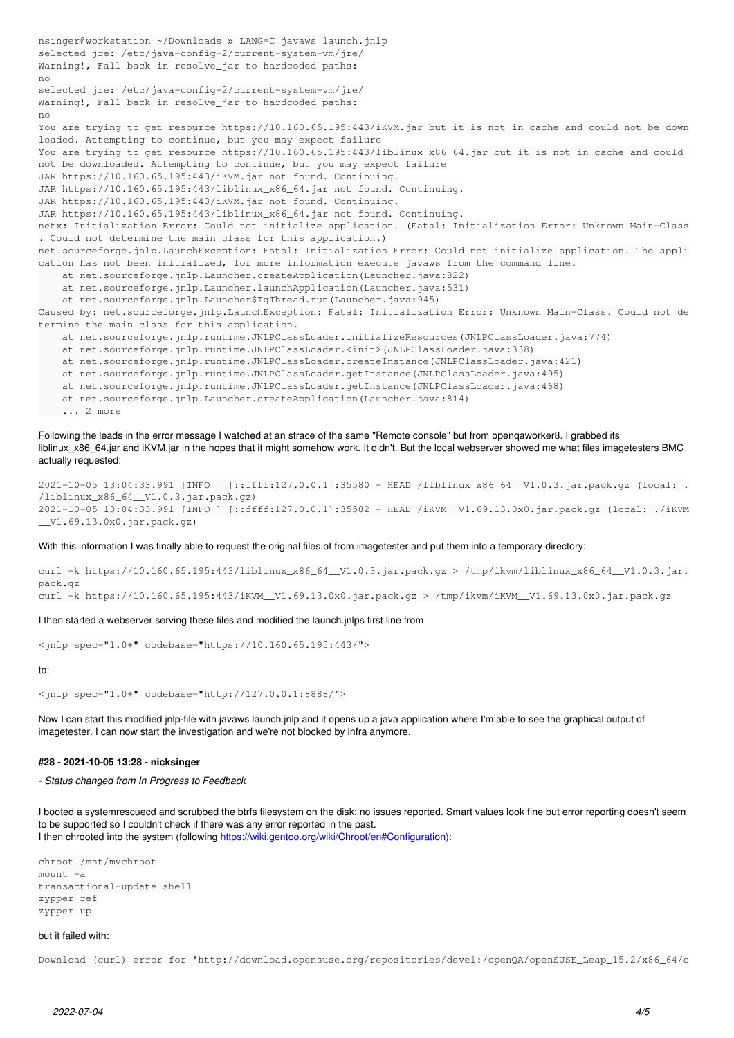```
nsinger@workstation ~/Downloads » LANG=C javaws launch.jnlp
selected jre: /etc/java-config-2/current-system-vm/jre/
Warning!, Fall back in resolve_jar to hardcoded paths:
no
selected jre: /etc/java-config-2/current-system-vm/jre/
Warning!, Fall back in resolve_jar to hardcoded paths:
no
You are trying to get resource https://10.160.65.195:443/iKVM.jar but it is not in cache and could not be down
loaded. Attempting to continue, but you may expect failure
You are trying to get resource https://10.160.65.195:443/liblinux_x86_64.jar but it is not in cache and could 
not be downloaded. Attempting to continue, but you may expect failure
JAR https://10.160.65.195:443/iKVM.jar not found. Continuing.
JAR https://10.160.65.195:443/liblinux_x86_64.jar not found. Continuing.
JAR https://10.160.65.195:443/iKVM.jar not found. Continuing.
JAR https://10.160.65.195:443/liblinux_x86_64.jar not found. Continuing.
netx: Initialization Error: Could not initialize application. (Fatal: Initialization Error: Unknown Main-Class
. Could not determine the main class for this application.)
net.sourceforge.jnlp.LaunchException: Fatal: Initialization Error: Could not initialize application. The appli
cation has not been initialized, for more information execute javaws from the command line.
    at net.sourceforge.jnlp.Launcher.createApplication(Launcher.java:822)
    at net.sourceforge.jnlp.Launcher.launchApplication(Launcher.java:531)
    at net.sourceforge.jnlp.Launcher$TgThread.run(Launcher.java:945)
Caused by: net.sourceforge.jnlp.LaunchException: Fatal: Initialization Error: Unknown Main-Class. Could not de
termine the main class for this application.
    at net.sourceforge.jnlp.runtime.JNLPClassLoader.initializeResources(JNLPClassLoader.java:774)
    at net.sourceforge.jnlp.runtime.JNLPClassLoader.<init>(JNLPClassLoader.java:338)
    at net.sourceforge.jnlp.runtime.JNLPClassLoader.createInstance(JNLPClassLoader.java:421)
    at net.sourceforge.jnlp.runtime.JNLPClassLoader.getInstance(JNLPClassLoader.java:495)
    at net.sourceforge.jnlp.runtime.JNLPClassLoader.getInstance(JNLPClassLoader.java:468)
    at net.sourceforge.jnlp.Launcher.createApplication(Launcher.java:814)
    ... 2 more
```

Following the leads in the error message I watched at an strace of the same "Remote console" but from openqaworker8. I grabbed its liblinux_x86_64.jar and iKVM.jar in the hopes that it might somehow work. It didn't. But the local webserver showed me what files imagetesters BMC actually requested:

```
2021-10-05 13:04:33.991 [INFO ] [::ffff:127.0.0.1]:35580 - HEAD /liblinux_x86_64__V1.0.3.jar.pack.gz (local: .
/liblinux_x86_64__V1.0.3.jar.pack.gz)
2021-10-05 13:04:33.991 [INFO ] [::ffff:127.0.0.1]:35582 - HEAD /iKVM__V1.69.13.0x0.jar.pack.gz (local: ./iKVM
__V1.69.13.0x0.jar.pack.gz)
```

With this information I was finally able to request the original files of from imagetester and put them into a temporary directory:

```
curl -k https://10.160.65.195:443/liblinux_x86_64__V1.0.3.jar.pack.gz > /tmp/ikvm/liblinux_x86_64__V1.0.3.jar.
pack.gz
curl -k https://10.160.65.195:443/iKVM__V1.69.13.0x0.jar.pack.gz > /tmp/ikvm/iKVM__V1.69.13.0x0.jar.pack.gz
```

I then started a webserver serving these files and modified the launch.jnlps first line from

```
<jnlp spec="1.0+" codebase="https://10.160.65.195:443/">
```

to:

```
<jnlp spec="1.0+" codebase="http://127.0.0.1:8888/">
```

Now I can start this modified jnlp-file with javaws launch.jnlp and it opens up a java application where I'm able to see the graphical output of imagetester. I can now start the investigation and we're not blocked by infra anymore.

#### #28 - 2021-10-05 13:28 - nicksinger

- *Status changed from In Progress to Feedback*

I booted a systemrescuecd and scrubbed the btrfs filesystem on the disk: no issues reported. Smart values look fine but error reporting doesn't seem to be supported so I couldn't check if there was any error reported in the past.
I then chrooted into the system (following https://wiki.gentoo.org/wiki/Chroot/en#Configuration):

```
chroot /mnt/mychroot
mount -a
transactional-update shell
zypper ref
zypper up
```

but it failed with:

```
Download (curl) error for 'http://download.opensuse.org/repositories/devel:/openQA/openSUSE_Leap_15.2/x86_64/o
```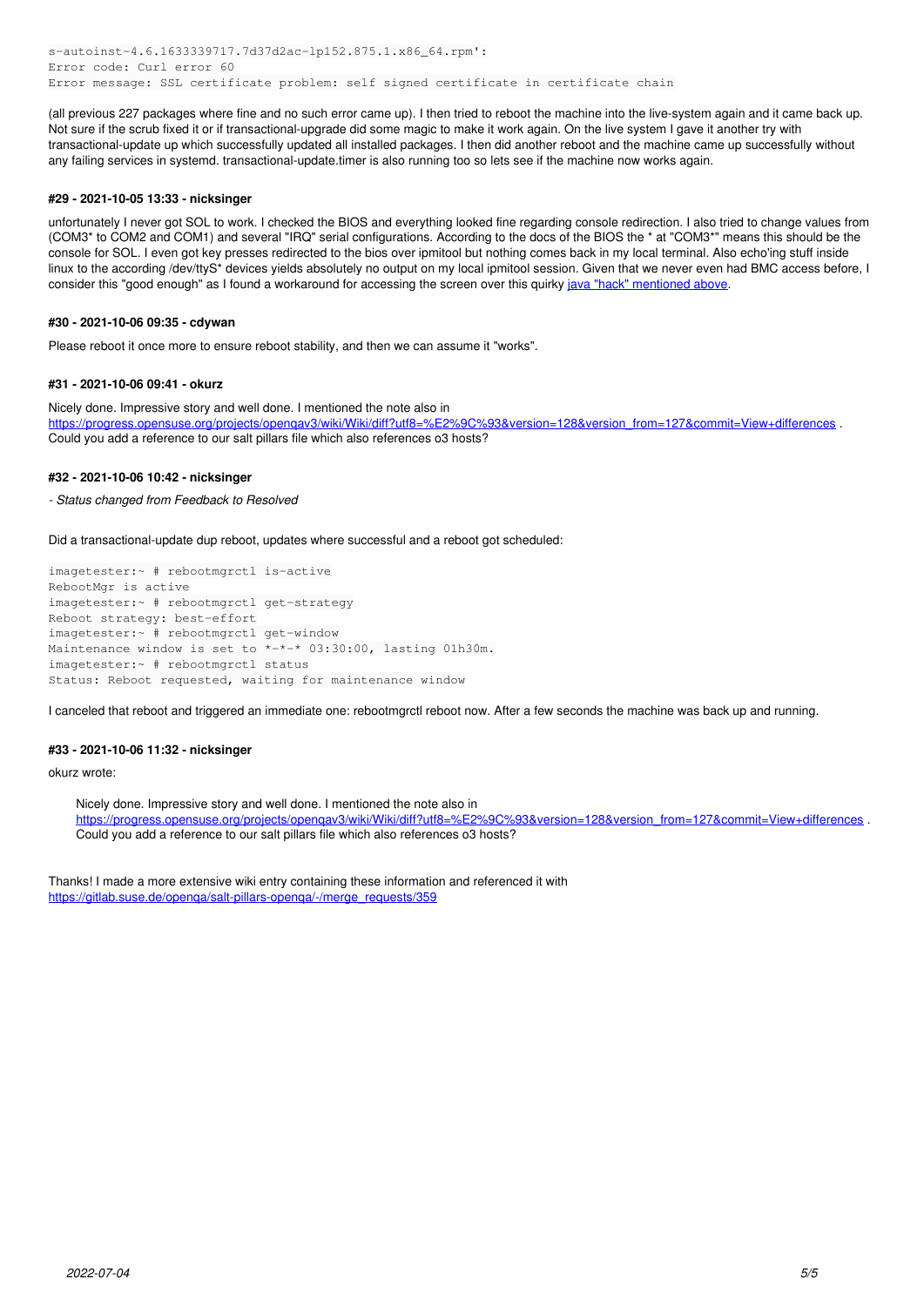```
s-autoinst-4.6.1633339717.7d37d2ac-lp152.875.1.x86_64.rpm':
Error code: Curl error 60
Error message: SSL certificate problem: self signed certificate in certificate chain
```

(all previous 227 packages where fine and no such error came up). I then tried to reboot the machine into the live-system again and it came back up. Not sure if the scrub fixed it or if transactional-upgrade did some magic to make it work again. On the live system I gave it another try with transactional-update up which successfully updated all installed packages. I then did another reboot and the machine came up successfully without any failing services in systemd. transactional-update.timer is also running too so lets see if the machine now works again.

#### #29 - 2021-10-05 13:33 - nicksinger

unfortunately I never got SOL to work. I checked the BIOS and everything looked fine regarding console redirection. I also tried to change values from (COM3* to COM2 and COM1) and several "IRQ" serial configurations. According to the docs of the BIOS the * at "COM3*" means this should be the console for SOL. I even got key presses redirected to the bios over ipmitool but nothing comes back in my local terminal. Also echo'ing stuff inside linux to the according /dev/ttyS* devices yields absolutely no output on my local ipmitool session. Given that we never even had BMC access before, I consider this "good enough" as I found a workaround for accessing the screen over this quirky java "hack" mentioned above.

#### #30 - 2021-10-06 09:35 - cdywan

Please reboot it once more to ensure reboot stability, and then we can assume it "works".

#### #31 - 2021-10-06 09:41 - okurz

Nicely done. Impressive story and well done. I mentioned the note also in https://progress.opensuse.org/projects/openqav3/wiki/Wiki/diff?utf8=%E2%9C%93&version=128&version_from=127&commit=View+differences . Could you add a reference to our salt pillars file which also references o3 hosts?

#### #32 - 2021-10-06 10:42 - nicksinger

*- Status changed from Feedback to Resolved*

Did a transactional-update dup reboot, updates where successful and a reboot got scheduled:

```
imagetester:~ # rebootmgrctl is-active
RebootMgr is active
imagetester:~ # rebootmgrctl get-strategy
Reboot strategy: best-effort
imagetester:~ # rebootmgrctl get-window
Maintenance window is set to *-*-* 03:30:00, lasting 01h30m.
imagetester:~ # rebootmgrctl status
Status: Reboot requested, waiting for maintenance window
```

I canceled that reboot and triggered an immediate one: rebootmgrctl reboot now. After a few seconds the machine was back up and running.

#### #33 - 2021-10-06 11:32 - nicksinger

okurz wrote:

> Nicely done. Impressive story and well done. I mentioned the note also in https://progress.opensuse.org/projects/openqav3/wiki/Wiki/diff?utf8=%E2%9C%93&version=128&version_from=127&commit=View+differences . Could you add a reference to our salt pillars file which also references o3 hosts?

Thanks! I made a more extensive wiki entry containing these information and referenced it with https://gitlab.suse.de/openqa/salt-pillars-openqa/-/merge_requests/359